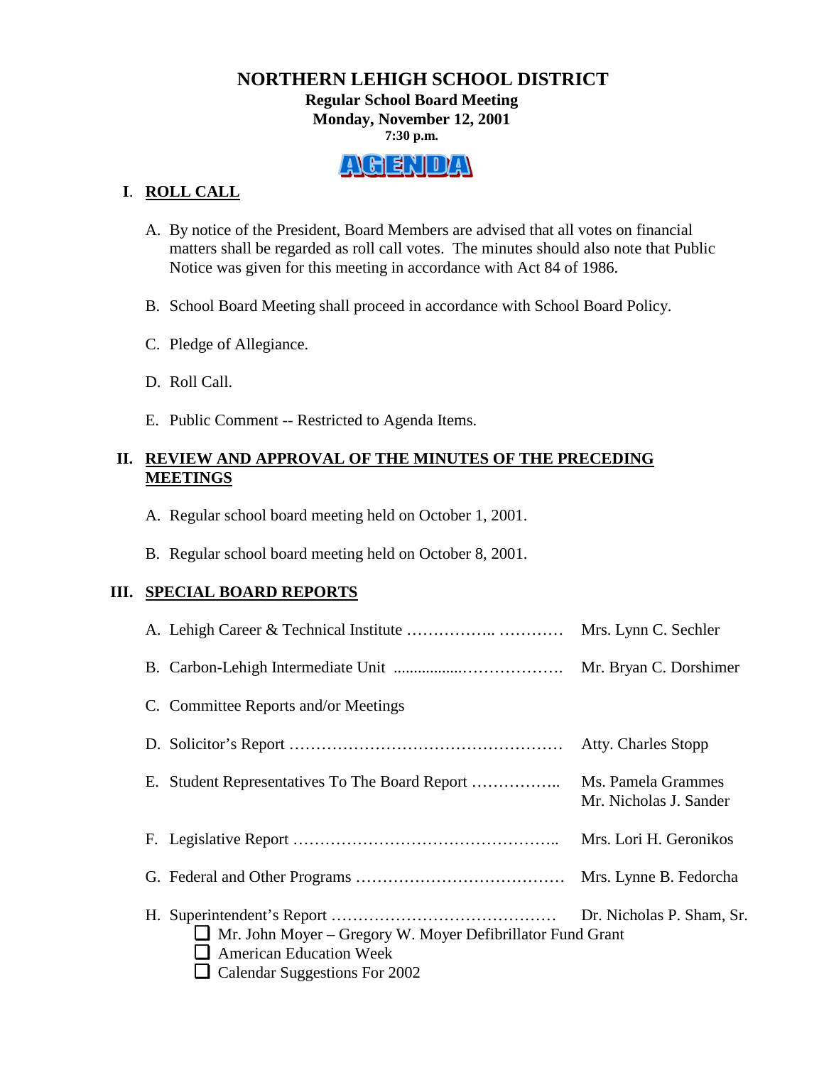# NORTHERN LEHIGH SCHOOL DISTRICT

**Regular School Board Meeting**
**Monday, November 12, 2001**
**7:30 p.m.**

**AGENDA**

## I. ROLL CALL

A. By notice of the President, Board Members are advised that all votes on financial matters shall be regarded as roll call votes. The minutes should also note that Public Notice was given for this meeting in accordance with Act 84 of 1986.

B. School Board Meeting shall proceed in accordance with School Board Policy.

C. Pledge of Allegiance.

D. Roll Call.

E. Public Comment -- Restricted to Agenda Items.

## II. REVIEW AND APPROVAL OF THE MINUTES OF THE PRECEDING MEETINGS

A. Regular school board meeting held on October 1, 2001.

B. Regular school board meeting held on October 8, 2001.

## III. SPECIAL BOARD REPORTS

A. Lehigh Career & Technical Institute …………….. ………… Mrs. Lynn C. Sechler

B. Carbon-Lehigh Intermediate Unit ................………………. Mr. Bryan C. Dorshimer

C. Committee Reports and/or Meetings

D. Solicitor's Report …………………………………………… Atty. Charles Stopp

E. Student Representatives To The Board Report …………….. Ms. Pamela Grammes, Mr. Nicholas J. Sander

F. Legislative Report ………………………………………….. Mrs. Lori H. Geronikos

G. Federal and Other Programs ………………………………… Mrs. Lynne B. Fedorcha

H. Superintendent's Report …………………………………… Dr. Nicholas P. Sham, Sr.

- ☐ Mr. John Moyer – Gregory W. Moyer Defibrillator Fund Grant
- ☐ American Education Week
- ☐ Calendar Suggestions For 2002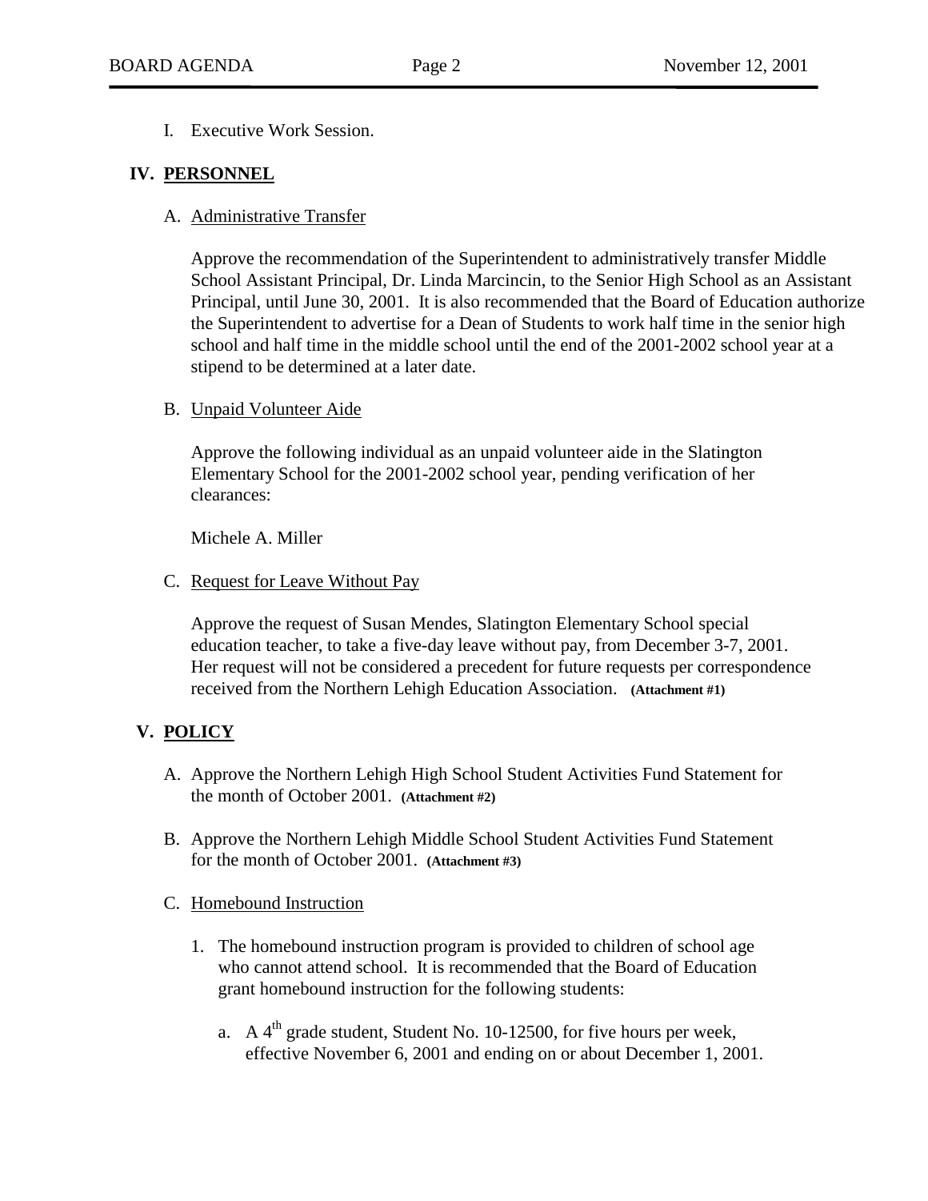I. Executive Work Session.

## IV. PERSONNEL

A. Administrative Transfer

Approve the recommendation of the Superintendent to administratively transfer Middle School Assistant Principal, Dr. Linda Marcincin, to the Senior High School as an Assistant Principal, until June 30, 2001. It is also recommended that the Board of Education authorize the Superintendent to advertise for a Dean of Students to work half time in the senior high school and half time in the middle school until the end of the 2001-2002 school year at a stipend to be determined at a later date.

B. Unpaid Volunteer Aide

Approve the following individual as an unpaid volunteer aide in the Slatington Elementary School for the 2001-2002 school year, pending verification of her clearances:

Michele A. Miller

C. Request for Leave Without Pay

Approve the request of Susan Mendes, Slatington Elementary School special education teacher, to take a five-day leave without pay, from December 3-7, 2001. Her request will not be considered a precedent for future requests per correspondence received from the Northern Lehigh Education Association. **(Attachment #1)**

## V. POLICY

A. Approve the Northern Lehigh High School Student Activities Fund Statement for the month of October 2001. **(Attachment #2)**

B. Approve the Northern Lehigh Middle School Student Activities Fund Statement for the month of October 2001. **(Attachment #3)**

C. Homebound Instruction

1. The homebound instruction program is provided to children of school age who cannot attend school. It is recommended that the Board of Education grant homebound instruction for the following students:

   a. A 4th grade student, Student No. 10-12500, for five hours per week, effective November 6, 2001 and ending on or about December 1, 2001.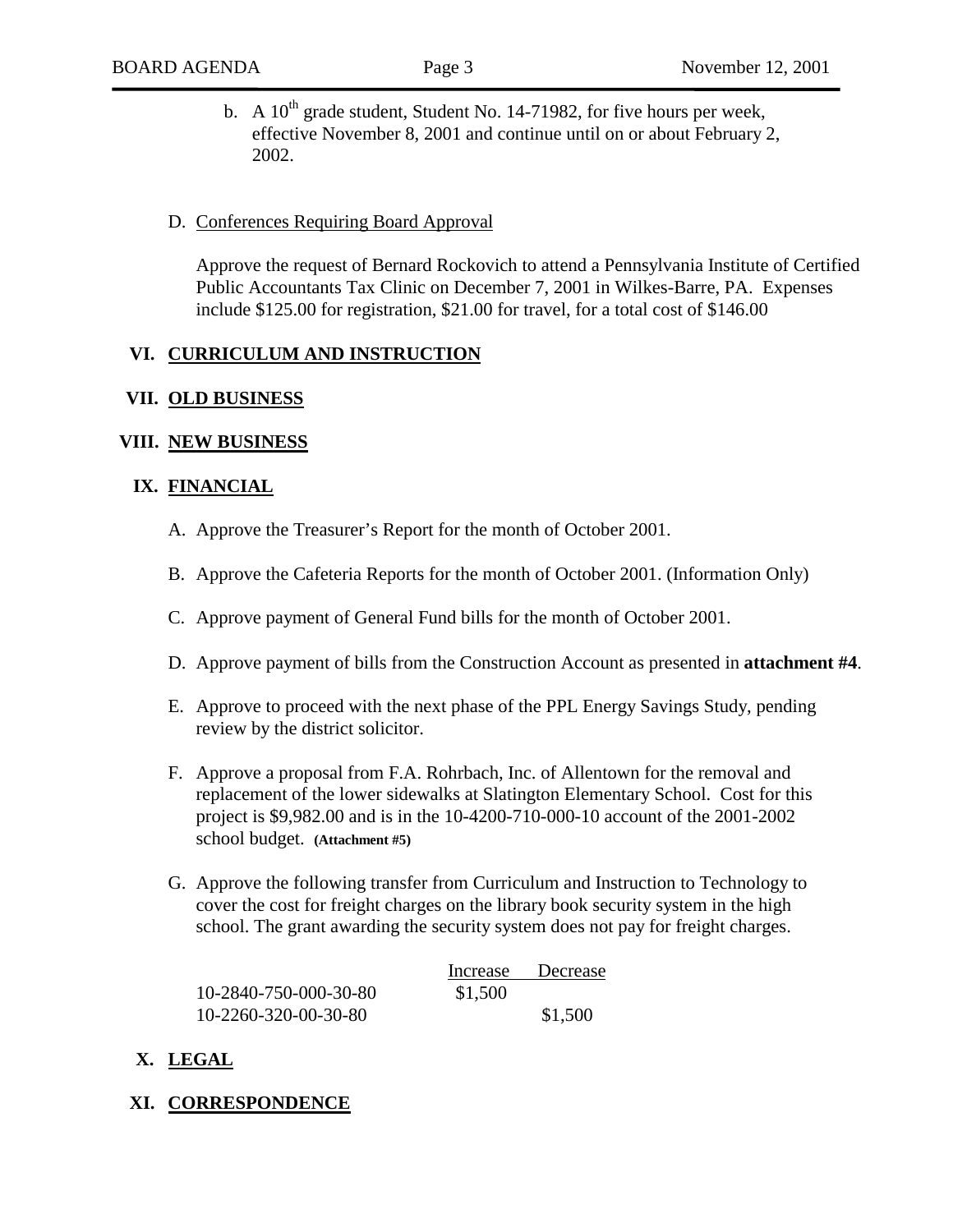b. A 10th grade student, Student No. 14-71982, for five hours per week, effective November 8, 2001 and continue until on or about February 2, 2002.

D. Conferences Requiring Board Approval

Approve the request of Bernard Rockovich to attend a Pennsylvania Institute of Certified Public Accountants Tax Clinic on December 7, 2001 in Wilkes-Barre, PA. Expenses include $125.00 for registration, $21.00 for travel, for a total cost of $146.00

## VI. CURRICULUM AND INSTRUCTION

## VII. OLD BUSINESS

## VIII. NEW BUSINESS

## IX. FINANCIAL

A. Approve the Treasurer's Report for the month of October 2001.

B. Approve the Cafeteria Reports for the month of October 2001. (Information Only)

C. Approve payment of General Fund bills for the month of October 2001.

D. Approve payment of bills from the Construction Account as presented in **attachment #4**.

E. Approve to proceed with the next phase of the PPL Energy Savings Study, pending review by the district solicitor.

F. Approve a proposal from F.A. Rohrbach, Inc. of Allentown for the removal and replacement of the lower sidewalks at Slatington Elementary School. Cost for this project is $9,982.00 and is in the 10-4200-710-000-10 account of the 2001-2002 school budget. **(Attachment #5)**

G. Approve the following transfer from Curriculum and Instruction to Technology to cover the cost for freight charges on the library book security system in the high school. The grant awarding the security system does not pay for freight charges.

| | Increase | Decrease |
|---|---|---|
| 10-2840-750-000-30-80 | $1,500 | |
| 10-2260-320-00-30-80 | | $1,500 |

## X. LEGAL

## XI. CORRESPONDENCE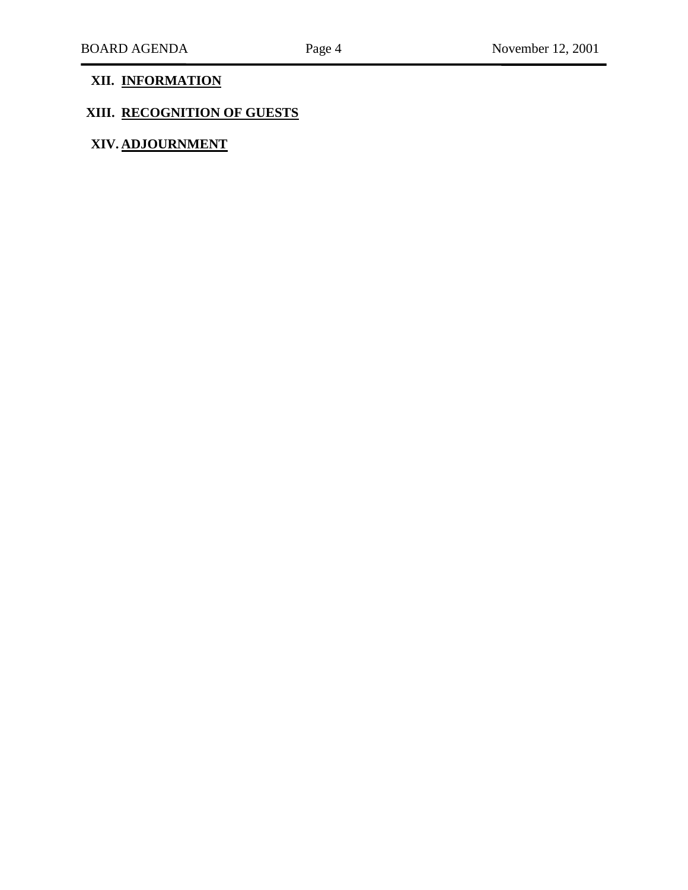**XII. INFORMATION**

**XIII. RECOGNITION OF GUESTS**

**XIV. ADJOURNMENT**